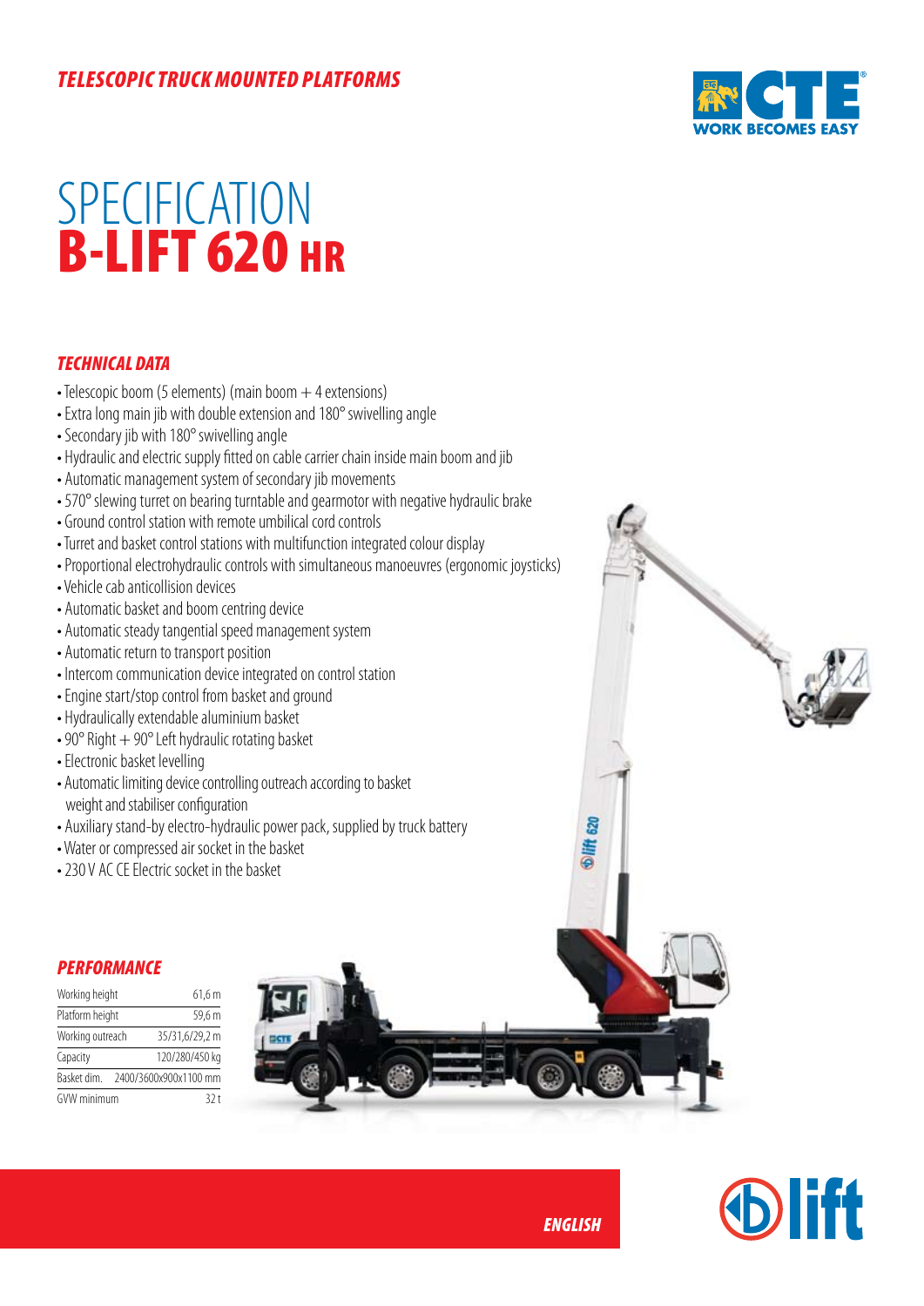*TELESCOPIC TRUCK MOUNTED PLATFORMS*

CTE
WORK BECOMES EASY

# SPECIFICATION
# B-LIFT 620 HR

### *TECHNICAL DATA*

- Telescopic boom (5 elements) (main boom + 4 extensions)
- Extra long main jib with double extension and 180° swivelling angle
- Secondary jib with 180° swivelling angle
- Hydraulic and electric supply fitted on cable carrier chain inside main boom and jib
- Automatic management system of secondary jib movements
- 570° slewing turret on bearing turntable and gearmotor with negative hydraulic brake
- Ground control station with remote umbilical cord controls
- Turret and basket control stations with multifunction integrated colour display
- Proportional electrohydraulic controls with simultaneous manoeuvres (ergonomic joysticks)
- Vehicle cab anticollision devices
- Automatic basket and boom centring device
- Automatic steady tangential speed management system
- Automatic return to transport position
- Intercom communication device integrated on control station
- Engine start/stop control from basket and ground
- Hydraulically extendable aluminium basket
- 90° Right + 90° Left hydraulic rotating basket
- Electronic basket levelling
- Automatic limiting device controlling outreach according to basket weight and stabiliser configuration
- Auxiliary stand-by electro-hydraulic power pack, supplied by truck battery
- Water or compressed air socket in the basket
- 230 V AC CE Electric socket in the basket

### *PERFORMANCE*

| | |
|---|---|
| Working height | 61,6 m |
| Platform height | 59,6 m |
| Working outreach | 35/31,6/29,2 m |
| Capacity | 120/280/450 kg |
| Basket dim. | 2400/3600x900x1100 mm |
| GVW minimum | 32 t |

*ENGLISH*

blift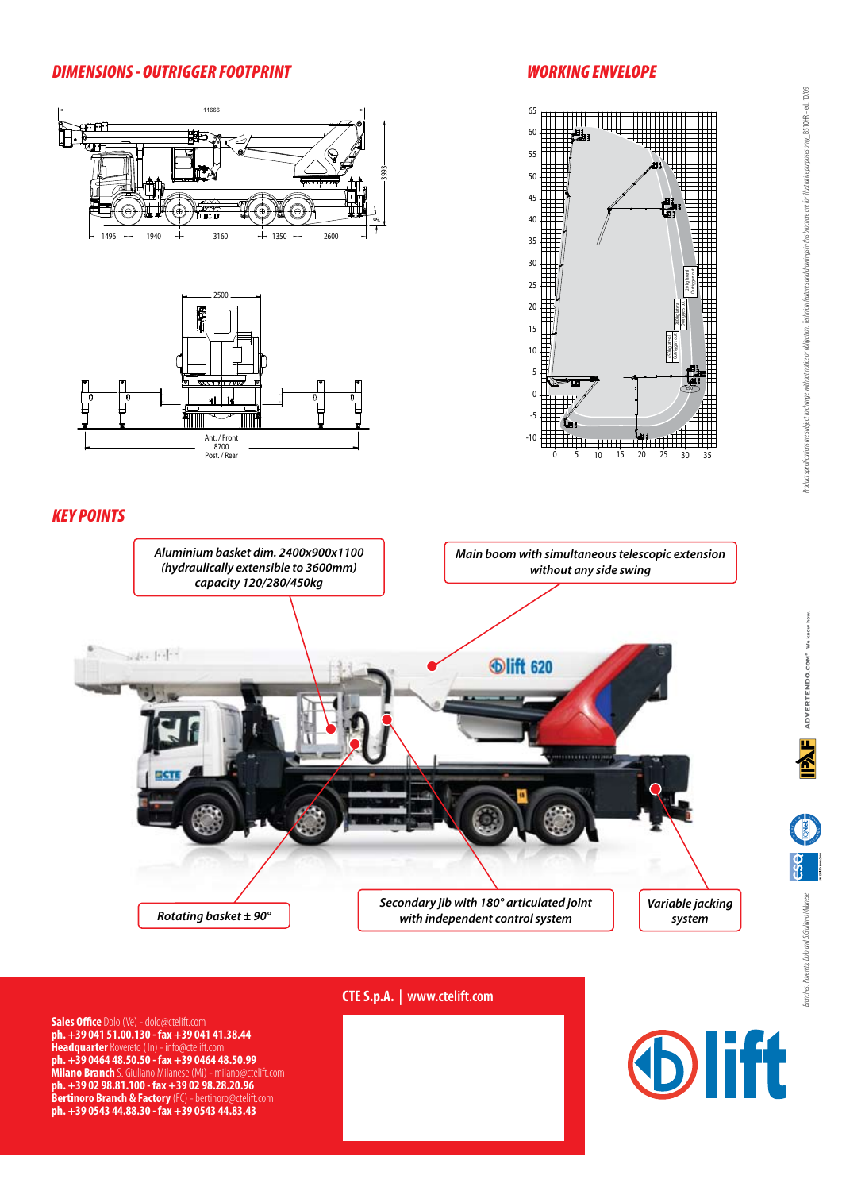## DIMENSIONS - OUTRIGGER FOOTPRINT

11666

3993

1496 1940 3160 1350 2600

2500

Ant. / Front
8700
Post. / Rear

## WORKING ENVELOPE

65
60
55
50
45
40
35
30
25
20
15
10
5
0
-5
-10

0 5 10 15 20 25 30 35

## KEY POINTS

*Aluminium basket dim. 2400x900x1100 (hydraulically extensible to 3600mm) capacity 120/280/450kg*

*Main boom with simultaneous telescopic extension without any side swing*

*Rotating basket ± 90°*

*Secondary jib with 180° articulated joint with independent control system*

*Variable jacking system*

**CTE S.p.A.** | **www.ctelift.com**

**Sales Office** Dolo (Ve) - dolo@ctelift.com
**ph. +39 041 51.00.130 - fax +39 041 41.38.44**
**Headquarter** Rovereto (Tn) - info@ctelift.com
**ph. +39 0464 48.50.50 - fax +39 0464 48.50.99**
**Milano Branch** S. Giuliano Milanese (Mi) - milano@ctelift.com
**ph. +39 02 98.81.100 - fax +39 02 98.28.20.96**
**Bertinoro Branch & Factory** (FC) - bertinoro@ctelift.com
**ph. +39 0543 44.88.30 - fax +39 0543 44.83.43**

Product specifications are subject to change without notice or obligation. Technical features and drawings in this brochure are for illustrative purposes only_B5104R - ed. 10/09

Branches: Rovereto, Dolo and S.Giuliano Milanese